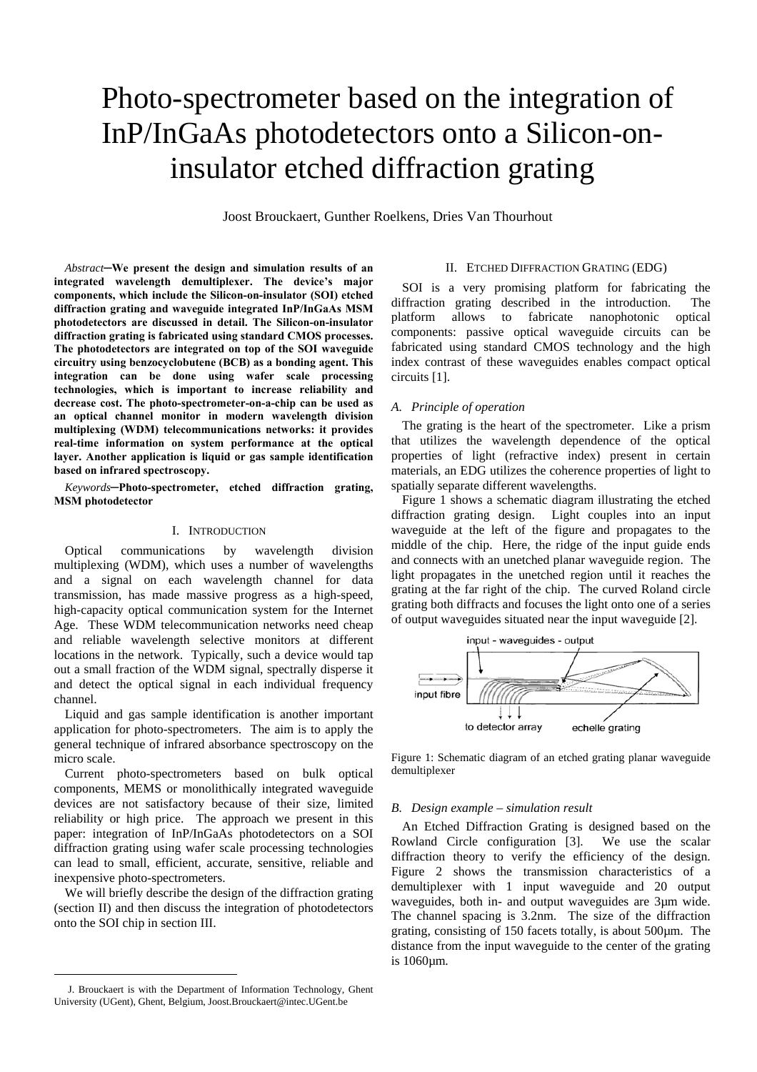# Photo-spectrometer based on the integration of InP/InGaAs photodetectors onto a Silicon-on-insulator etched diffraction grating

Joost Brouckaert, Gunther Roelkens, Dries Van Thourhout

*Abstract*—**We present the design and simulation results of an integrated wavelength demultiplexer. The device's major components, which include the Silicon-on-insulator (SOI) etched diffraction grating and waveguide integrated InP/InGaAs MSM photodetectors are discussed in detail. The Silicon-on-insulator diffraction grating is fabricated using standard CMOS processes. The photodetectors are integrated on top of the SOI waveguide circuitry using benzocyclobutene (BCB) as a bonding agent. This integration can be done using wafer scale processing technologies, which is important to increase reliability and decrease cost. The photo-spectrometer-on-a-chip can be used as an optical channel monitor in modern wavelength division multiplexing (WDM) telecommunications networks: it provides real-time information on system performance at the optical layer. Another application is liquid or gas sample identification based on infrared spectroscopy.**

*Keywords*—**Photo-spectrometer, etched diffraction grating, MSM photodetector**

## I. Introduction

Optical communications by wavelength division multiplexing (WDM), which uses a number of wavelengths and a signal on each wavelength channel for data transmission, has made massive progress as a high-speed, high-capacity optical communication system for the Internet Age. These WDM telecommunication networks need cheap and reliable wavelength selective monitors at different locations in the network. Typically, such a device would tap out a small fraction of the WDM signal, spectrally disperse it and detect the optical signal in each individual frequency channel.

Liquid and gas sample identification is another important application for photo-spectrometers. The aim is to apply the general technique of infrared absorbance spectroscopy on the micro scale.

Current photo-spectrometers based on bulk optical components, MEMS or monolithically integrated waveguide devices are not satisfactory because of their size, limited reliability or high price. The approach we present in this paper: integration of InP/InGaAs photodetectors on a SOI diffraction grating using wafer scale processing technologies can lead to small, efficient, accurate, sensitive, reliable and inexpensive photo-spectrometers.

We will briefly describe the design of the diffraction grating (section II) and then discuss the integration of photodetectors onto the SOI chip in section III.

J. Brouckaert is with the Department of Information Technology, Ghent University (UGent), Ghent, Belgium, Joost.Brouckaert@intec.UGent.be

## II. Etched Diffraction Grating (EDG)

SOI is a very promising platform for fabricating the diffraction grating described in the introduction. The platform allows to fabricate nanophotonic optical components: passive optical waveguide circuits can be fabricated using standard CMOS technology and the high index contrast of these waveguides enables compact optical circuits [1].

### A. Principle of operation

The grating is the heart of the spectrometer. Like a prism that utilizes the wavelength dependence of the optical properties of light (refractive index) present in certain materials, an EDG utilizes the coherence properties of light to spatially separate different wavelengths.

Figure 1 shows a schematic diagram illustrating the etched diffraction grating design. Light couples into an input waveguide at the left of the figure and propagates to the middle of the chip. Here, the ridge of the input guide ends and connects with an unetched planar waveguide region. The light propagates in the unetched region until it reaches the grating at the far right of the chip. The curved Roland circle grating both diffracts and focuses the light onto one of a series of output waveguides situated near the input waveguide [2].

Figure 1: Schematic diagram of an etched grating planar waveguide demultiplexer

### B. Design example – simulation result

An Etched Diffraction Grating is designed based on the Rowland Circle configuration [3]. We use the scalar diffraction theory to verify the efficiency of the design. Figure 2 shows the transmission characteristics of a demultiplexer with 1 input waveguide and 20 output waveguides, both in- and output waveguides are 3µm wide. The channel spacing is 3.2nm. The size of the diffraction grating, consisting of 150 facets totally, is about 500µm. The distance from the input waveguide to the center of the grating is 1060µm.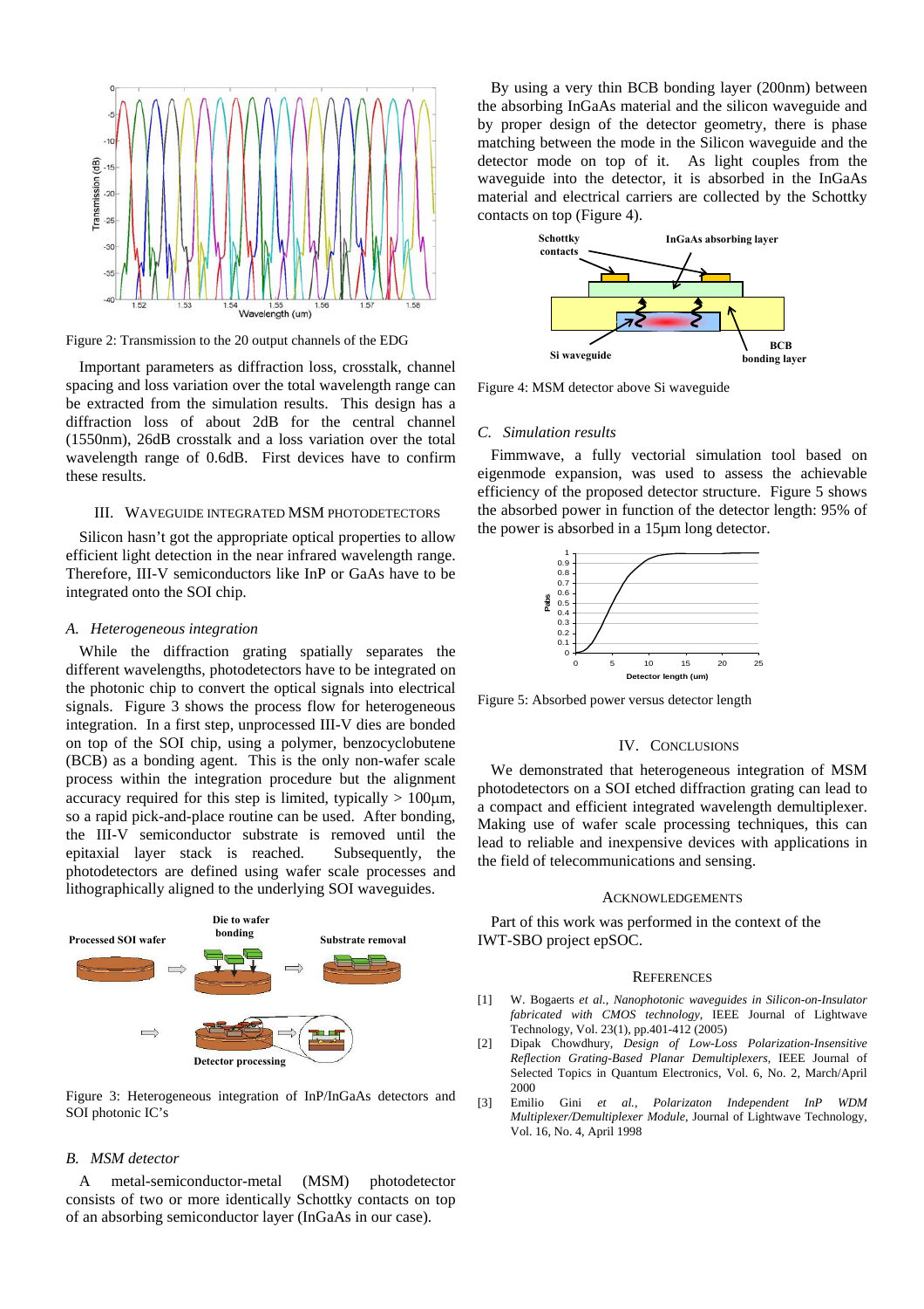0
-5
-10
-15
-20
-25
-30
-35
-40
Transmission (dB)
1.52 1.53 1.54 1.55 1.56 1.57 1.58
Wavelength (um)

Figure 2: Transmission to the 20 output channels of the EDG

Important parameters as diffraction loss, crosstalk, channel spacing and loss variation over the total wavelength range can be extracted from the simulation results. This design has a diffraction loss of about 2dB for the central channel (1550nm), 26dB crosstalk and a loss variation over the total wavelength range of 0.6dB. First devices have to confirm these results.

## III. Waveguide integrated MSM photodetectors

Silicon hasn't got the appropriate optical properties to allow efficient light detection in the near infrared wavelength range. Therefore, III-V semiconductors like InP or GaAs have to be integrated onto the SOI chip.

### A. Heterogeneous integration

While the diffraction grating spatially separates the different wavelengths, photodetectors have to be integrated on the photonic chip to convert the optical signals into electrical signals. Figure 3 shows the process flow for heterogeneous integration. In a first step, unprocessed III-V dies are bonded on top of the SOI chip, using a polymer, benzocyclobutene (BCB) as a bonding agent. This is the only non-wafer scale process within the integration procedure but the alignment accuracy required for this step is limited, typically > 100µm, so a rapid pick-and-place routine can be used. After bonding, the III-V semiconductor substrate is removed until the epitaxial layer stack is reached. Subsequently, the photodetectors are defined using wafer scale processes and lithographically aligned to the underlying SOI waveguides.

Processed SOI wafer
Die to wafer bonding
Substrate removal
Detector processing

Figure 3: Heterogeneous integration of InP/InGaAs detectors and SOI photonic IC's

### B. MSM detector

A metal-semiconductor-metal (MSM) photodetector consists of two or more identically Schottky contacts on top of an absorbing semiconductor layer (InGaAs in our case).

By using a very thin BCB bonding layer (200nm) between the absorbing InGaAs material and the silicon waveguide and by proper design of the detector geometry, there is phase matching between the mode in the Silicon waveguide and the detector mode on top of it. As light couples from the waveguide into the detector, it is absorbed in the InGaAs material and electrical carriers are collected by the Schottky contacts on top (Figure 4).

Schottky contacts
InGaAs absorbing layer
Si waveguide
BCB bonding layer

Figure 4: MSM detector above Si waveguide

### C. Simulation results

Fimmwave, a fully vectorial simulation tool based on eigenmode expansion, was used to assess the achievable efficiency of the proposed detector structure. Figure 5 shows the absorbed power in function of the detector length: 95% of the power is absorbed in a 15µm long detector.

1
0.9
0.8
0.7
0.6
0.5
0.4
0.3
0.2
0.1
0
Pabs
0 5 10 15 20 25
Detector length (um)

Figure 5: Absorbed power versus detector length

## IV. Conclusions

We demonstrated that heterogeneous integration of MSM photodetectors on a SOI etched diffraction grating can lead to a compact and efficient integrated wavelength demultiplexer. Making use of wafer scale processing techniques, this can lead to reliable and inexpensive devices with applications in the field of telecommunications and sensing.

## Acknowledgements

Part of this work was performed in the context of the IWT-SBO project epSOC.

## References

[1] W. Bogaerts *et al.*, *Nanophotonic waveguides in Silicon-on-Insulator fabricated with CMOS technology*, IEEE Journal of Lightwave Technology, Vol. 23(1), pp.401-412 (2005)

[2] Dipak Chowdhury, *Design of Low-Loss Polarization-Insensitive Reflection Grating-Based Planar Demultiplexers*, IEEE Journal of Selected Topics in Quantum Electronics, Vol. 6, No. 2, March/April 2000

[3] Emilio Gini *et al.*, *Polarizaton Independent InP WDM Multiplexer/Demultiplexer Module*, Journal of Lightwave Technology, Vol. 16, No. 4, April 1998